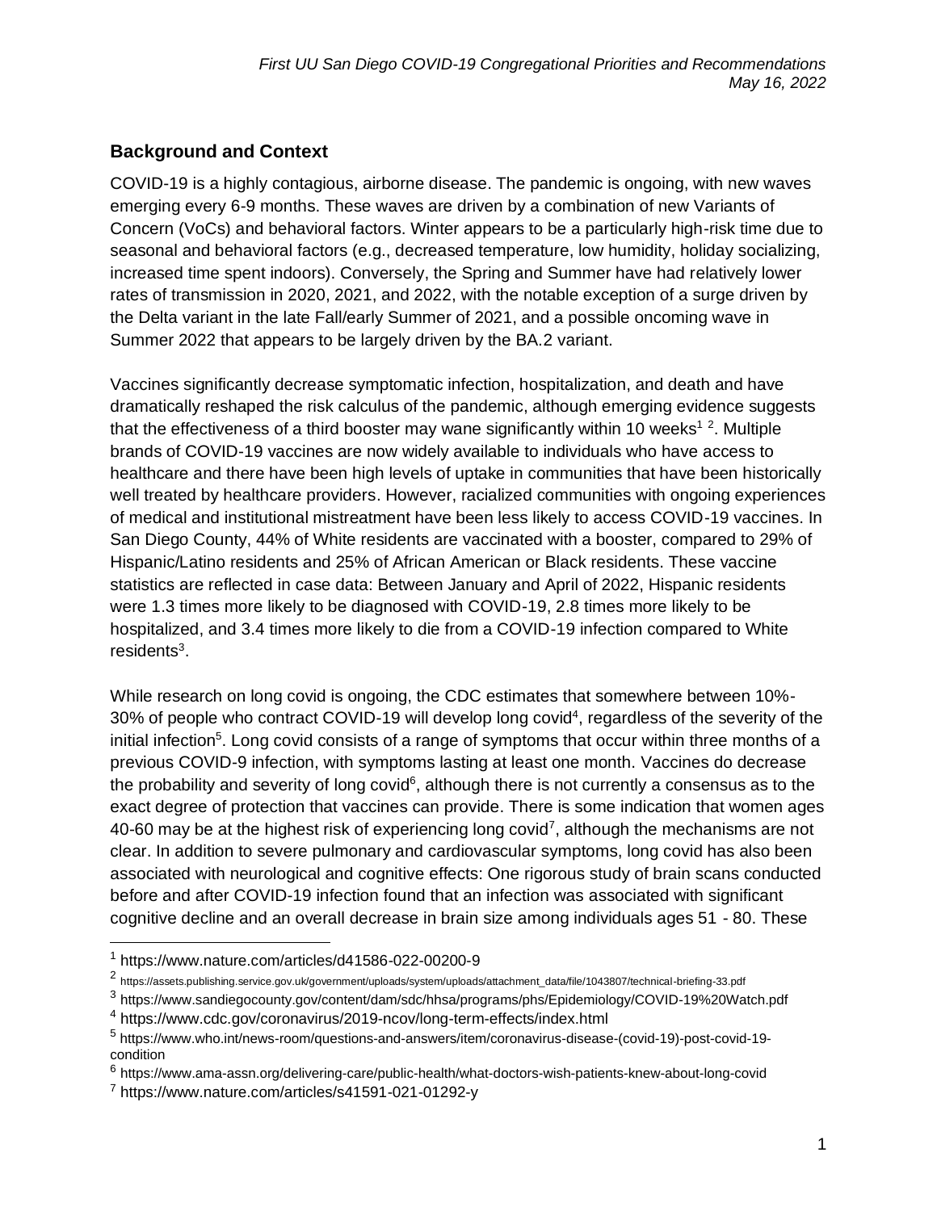## Background and Context

COVID-19 is a highly contagious, airborne disease. The pandemic is ongoing, with new waves emerging every 6-9 months. These waves are driven by a combination of new Variants of Concern (VoCs) and behavioral factors. Winter appears to be a particularly high-risk time due to seasonal and behavioral factors (e.g., decreased temperature, low humidity, holiday socializing, increased time spent indoors). Conversely, the Spring and Summer have had relatively lower rates of transmission in 2020, 2021, and 2022, with the notable exception of a surge driven by the Delta variant in the late Fall/early Summer of 2021, and a possible oncoming wave in Summer 2022 that appears to be largely driven by the BA.2 variant.

Vaccines significantly decrease symptomatic infection, hospitalization, and death and have dramatically reshaped the risk calculus of the pandemic, although emerging evidence suggests that the effectiveness of a third booster may wane significantly within 10 weeks[1 2]. Multiple brands of COVID-19 vaccines are now widely available to individuals who have access to healthcare and there have been high levels of uptake in communities that have been historically well treated by healthcare providers. However, racialized communities with ongoing experiences of medical and institutional mistreatment have been less likely to access COVID-19 vaccines. In San Diego County, 44% of White residents are vaccinated with a booster, compared to 29% of Hispanic/Latino residents and 25% of African American or Black residents. These vaccine statistics are reflected in case data: Between January and April of 2022, Hispanic residents were 1.3 times more likely to be diagnosed with COVID-19, 2.8 times more likely to be hospitalized, and 3.4 times more likely to die from a COVID-19 infection compared to White residents[3].

While research on long covid is ongoing, the CDC estimates that somewhere between 10%-30% of people who contract COVID-19 will develop long covid[4], regardless of the severity of the initial infection[5]. Long covid consists of a range of symptoms that occur within three months of a previous COVID-9 infection, with symptoms lasting at least one month. Vaccines do decrease the probability and severity of long covid[6], although there is not currently a consensus as to the exact degree of protection that vaccines can provide. There is some indication that women ages 40-60 may be at the highest risk of experiencing long covid[7], although the mechanisms are not clear. In addition to severe pulmonary and cardiovascular symptoms, long covid has also been associated with neurological and cognitive effects: One rigorous study of brain scans conducted before and after COVID-19 infection found that an infection was associated with significant cognitive decline and an overall decrease in brain size among individuals ages 51 - 80. These

---

[1] https://www.nature.com/articles/d41586-022-00200-9

[2] https://assets.publishing.service.gov.uk/government/uploads/system/uploads/attachment_data/file/1043807/technical-briefing-33.pdf

[3] https://www.sandiegocounty.gov/content/dam/sdc/hhsa/programs/phs/Epidemiology/COVID-19%20Watch.pdf

[4] https://www.cdc.gov/coronavirus/2019-ncov/long-term-effects/index.html

[5] https://www.who.int/news-room/questions-and-answers/item/coronavirus-disease-(covid-19)-post-covid-19-condition

[6] https://www.ama-assn.org/delivering-care/public-health/what-doctors-wish-patients-knew-about-long-covid

[7] https://www.nature.com/articles/s41591-021-01292-y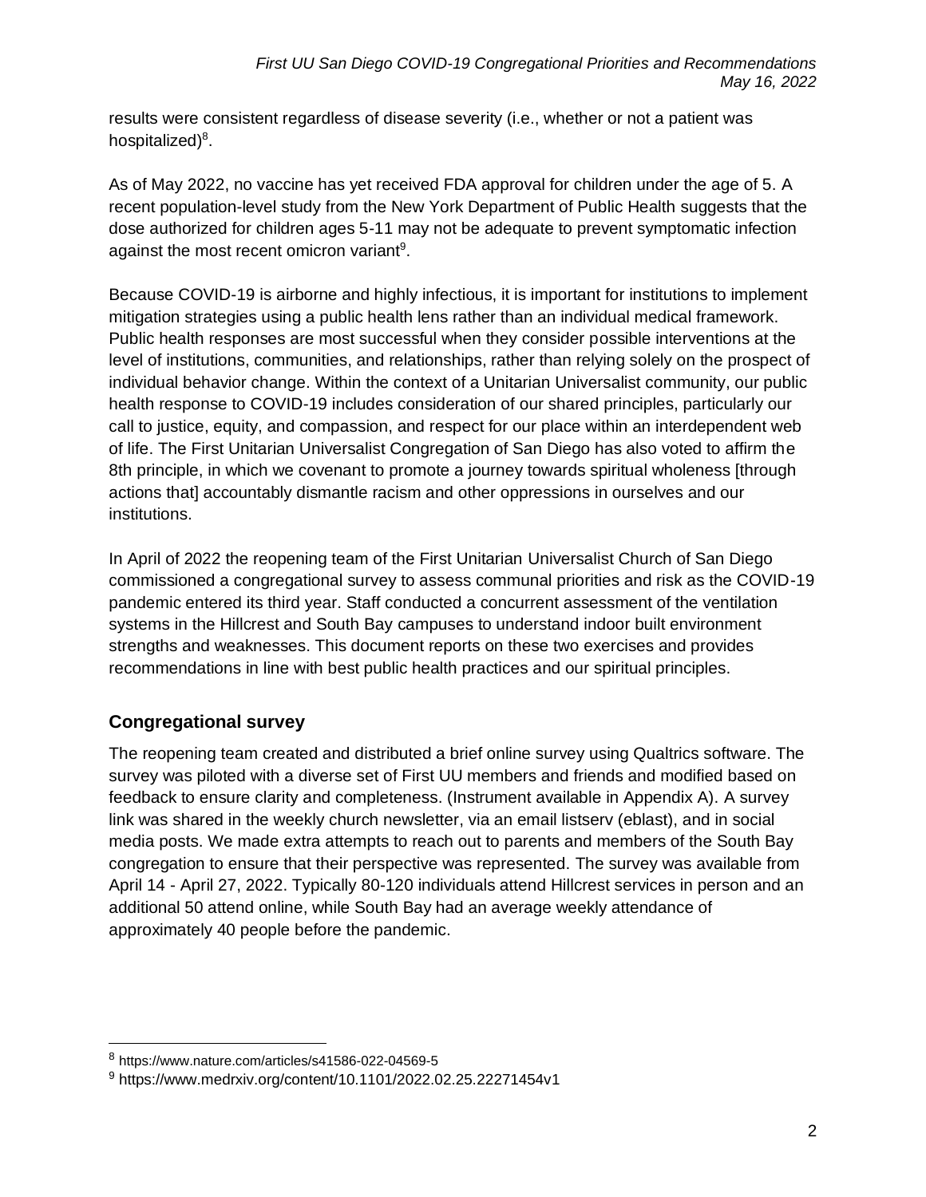results were consistent regardless of disease severity (i.e., whether or not a patient was hospitalized)[8].

As of May 2022, no vaccine has yet received FDA approval for children under the age of 5. A recent population-level study from the New York Department of Public Health suggests that the dose authorized for children ages 5-11 may not be adequate to prevent symptomatic infection against the most recent omicron variant[9].

Because COVID-19 is airborne and highly infectious, it is important for institutions to implement mitigation strategies using a public health lens rather than an individual medical framework. Public health responses are most successful when they consider possible interventions at the level of institutions, communities, and relationships, rather than relying solely on the prospect of individual behavior change. Within the context of a Unitarian Universalist community, our public health response to COVID-19 includes consideration of our shared principles, particularly our call to justice, equity, and compassion, and respect for our place within an interdependent web of life. The First Unitarian Universalist Congregation of San Diego has also voted to affirm the 8th principle, in which we covenant to promote a journey towards spiritual wholeness [through actions that] accountably dismantle racism and other oppressions in ourselves and our institutions.

In April of 2022 the reopening team of the First Unitarian Universalist Church of San Diego commissioned a congregational survey to assess communal priorities and risk as the COVID-19 pandemic entered its third year. Staff conducted a concurrent assessment of the ventilation systems in the Hillcrest and South Bay campuses to understand indoor built environment strengths and weaknesses. This document reports on these two exercises and provides recommendations in line with best public health practices and our spiritual principles.

## Congregational survey

The reopening team created and distributed a brief online survey using Qualtrics software. The survey was piloted with a diverse set of First UU members and friends and modified based on feedback to ensure clarity and completeness. (Instrument available in Appendix A). A survey link was shared in the weekly church newsletter, via an email listserv (eblast), and in social media posts. We made extra attempts to reach out to parents and members of the South Bay congregation to ensure that their perspective was represented. The survey was available from April 14 - April 27, 2022. Typically 80-120 individuals attend Hillcrest services in person and an additional 50 attend online, while South Bay had an average weekly attendance of approximately 40 people before the pandemic.

---

[8] https://www.nature.com/articles/s41586-022-04569-5

[9] https://www.medrxiv.org/content/10.1101/2022.02.25.22271454v1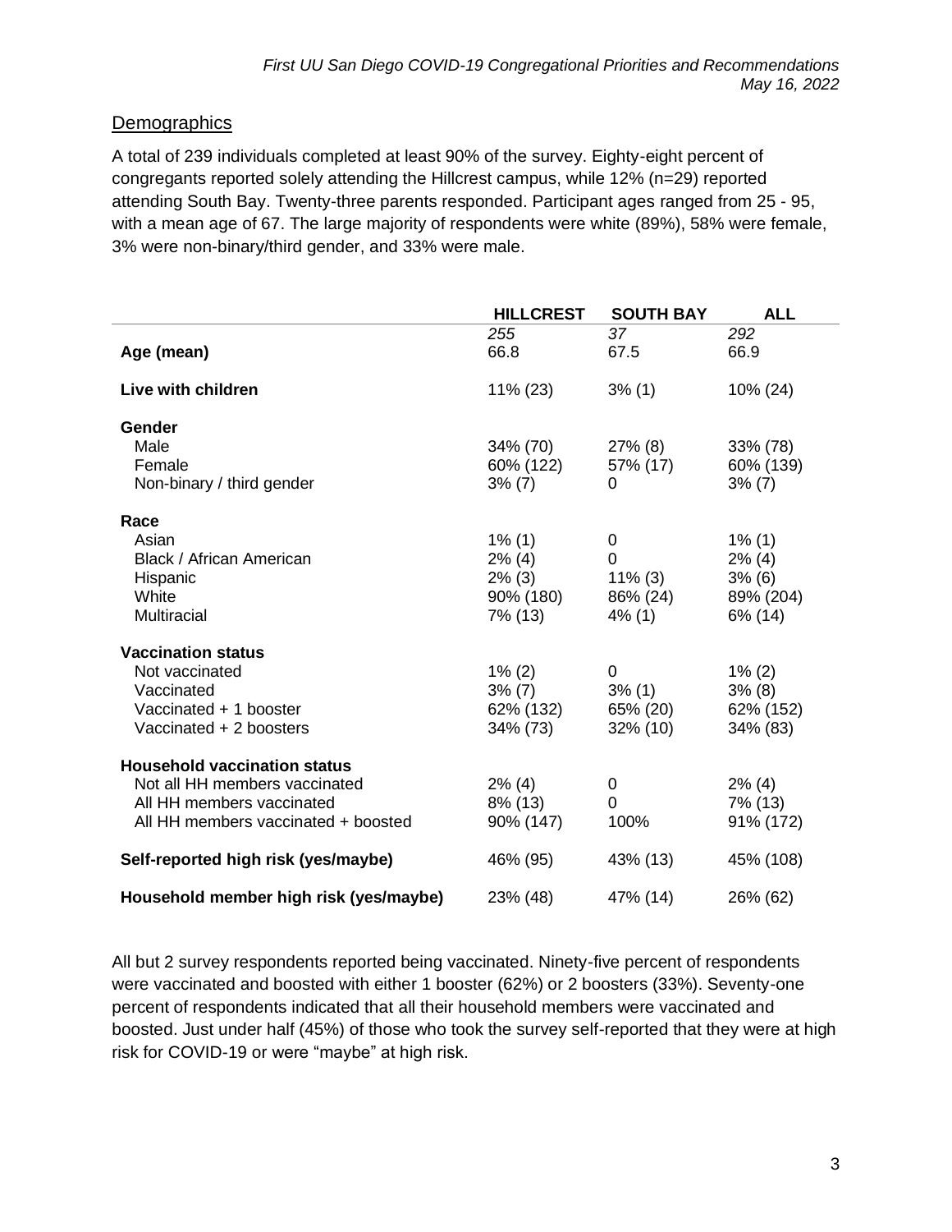## Demographics

A total of 239 individuals completed at least 90% of the survey. Eighty-eight percent of congregants reported solely attending the Hillcrest campus, while 12% (n=29) reported attending South Bay. Twenty-three parents responded. Participant ages ranged from 25 - 95, with a mean age of 67. The large majority of respondents were white (89%), 58% were female, 3% were non-binary/third gender, and 33% were male.

| | HILLCREST | SOUTH BAY | ALL |
|---|---|---|---|
| | *255* | *37* | *292* |
| **Age (mean)** | 66.8 | 67.5 | 66.9 |
| **Live with children** | 11% (23) | 3% (1) | 10% (24) |
| **Gender** | | | |
| Male | 34% (70) | 27% (8) | 33% (78) |
| Female | 60% (122) | 57% (17) | 60% (139) |
| Non-binary / third gender | 3% (7) | 0 | 3% (7) |
| **Race** | | | |
| Asian | 1% (1) | 0 | 1% (1) |
| Black / African American | 2% (4) | 0 | 2% (4) |
| Hispanic | 2% (3) | 11% (3) | 3% (6) |
| White | 90% (180) | 86% (24) | 89% (204) |
| Multiracial | 7% (13) | 4% (1) | 6% (14) |
| **Vaccination status** | | | |
| Not vaccinated | 1% (2) | 0 | 1% (2) |
| Vaccinated | 3% (7) | 3% (1) | 3% (8) |
| Vaccinated + 1 booster | 62% (132) | 65% (20) | 62% (152) |
| Vaccinated + 2 boosters | 34% (73) | 32% (10) | 34% (83) |
| **Household vaccination status** | | | |
| Not all HH members vaccinated | 2% (4) | 0 | 2% (4) |
| All HH members vaccinated | 8% (13) | 0 | 7% (13) |
| All HH members vaccinated + boosted | 90% (147) | 100% | 91% (172) |
| **Self-reported high risk (yes/maybe)** | 46% (95) | 43% (13) | 45% (108) |
| **Household member high risk (yes/maybe)** | 23% (48) | 47% (14) | 26% (62) |

All but 2 survey respondents reported being vaccinated. Ninety-five percent of respondents were vaccinated and boosted with either 1 booster (62%) or 2 boosters (33%). Seventy-one percent of respondents indicated that all their household members were vaccinated and boosted. Just under half (45%) of those who took the survey self-reported that they were at high risk for COVID-19 or were "maybe" at high risk.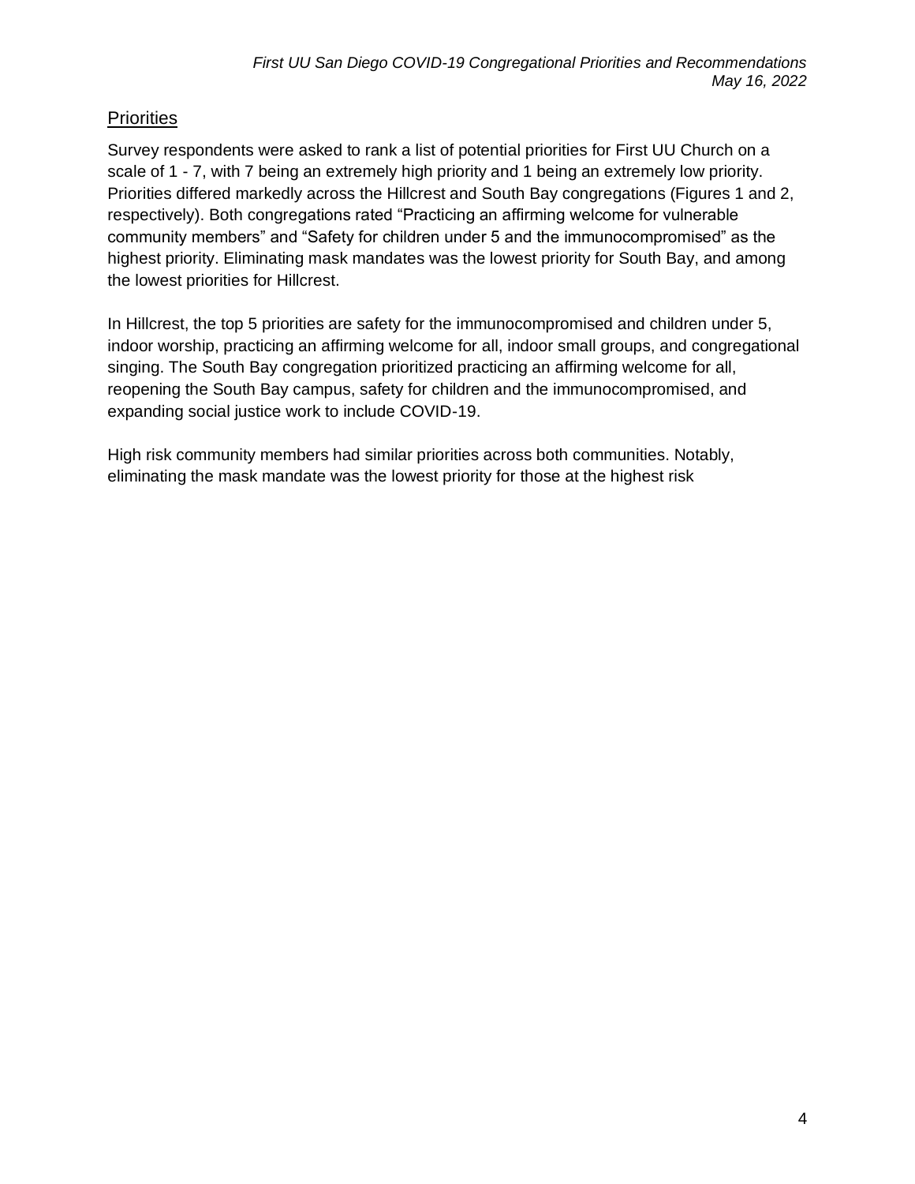## Priorities

Survey respondents were asked to rank a list of potential priorities for First UU Church on a scale of 1 - 7, with 7 being an extremely high priority and 1 being an extremely low priority. Priorities differed markedly across the Hillcrest and South Bay congregations (Figures 1 and 2, respectively). Both congregations rated "Practicing an affirming welcome for vulnerable community members" and "Safety for children under 5 and the immunocompromised" as the highest priority. Eliminating mask mandates was the lowest priority for South Bay, and among the lowest priorities for Hillcrest.

In Hillcrest, the top 5 priorities are safety for the immunocompromised and children under 5, indoor worship, practicing an affirming welcome for all, indoor small groups, and congregational singing. The South Bay congregation prioritized practicing an affirming welcome for all, reopening the South Bay campus, safety for children and the immunocompromised, and expanding social justice work to include COVID-19.

High risk community members had similar priorities across both communities. Notably, eliminating the mask mandate was the lowest priority for those at the highest risk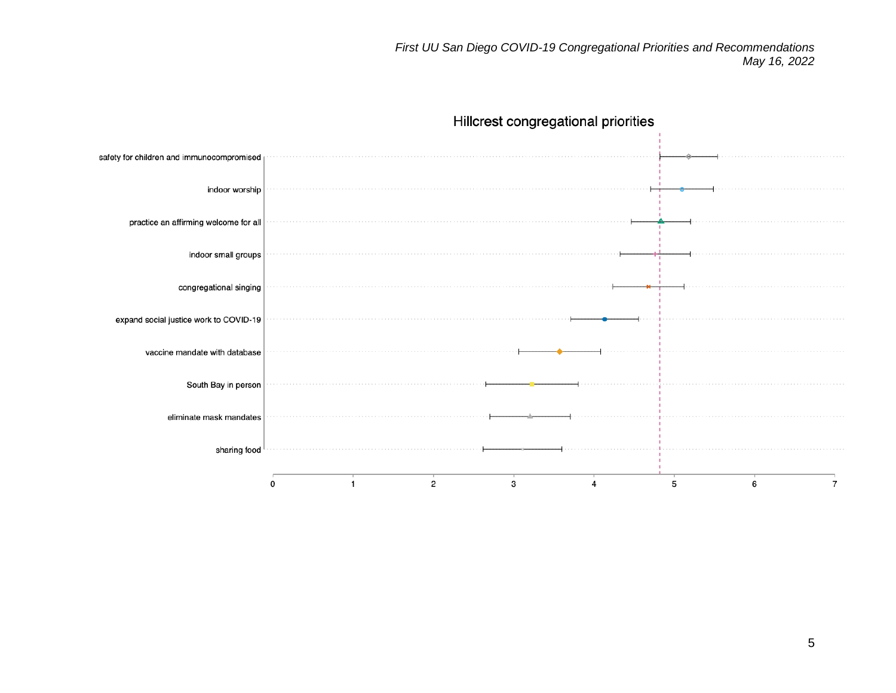## Hillcrest congregational priorities

- safety for children and immunocompromised
- indoor worship
- practice an affirming welcome for all
- indoor small groups
- congregational singing
- expand social justice work to COVID-19
- vaccine mandate with database
- South Bay in person
- eliminate mask mandates
- sharing food

0 1 2 3 4 5 6 7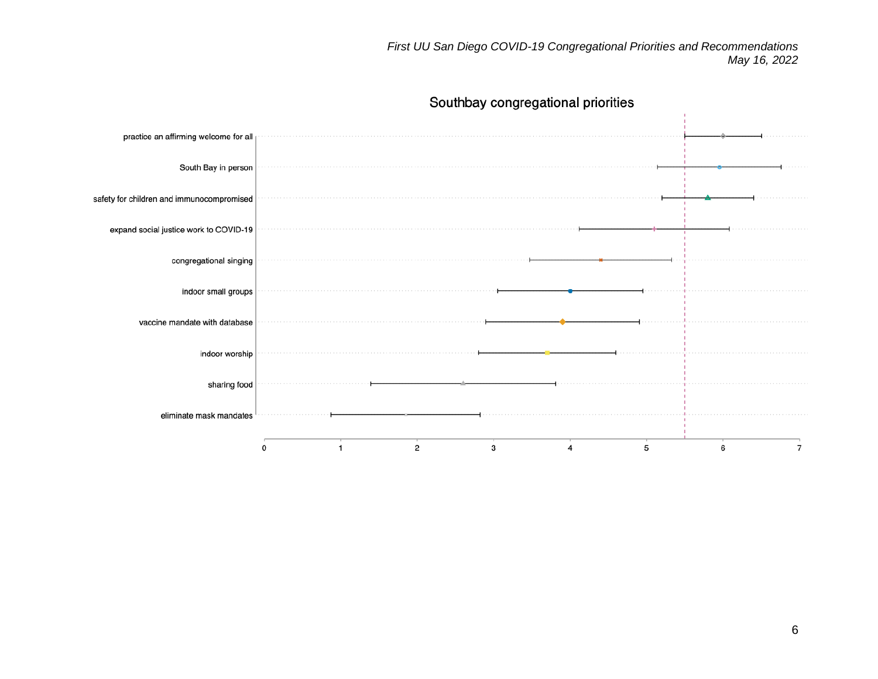## Southbay congregational priorities

- practice an affirming welcome for all
- South Bay in person
- safety for children and immunocompromised
- expand social justice work to COVID-19
- congregational singing
- indoor small groups
- vaccine mandate with database
- indoor worship
- sharing food
- eliminate mask mandates

0 1 2 3 4 5 6 7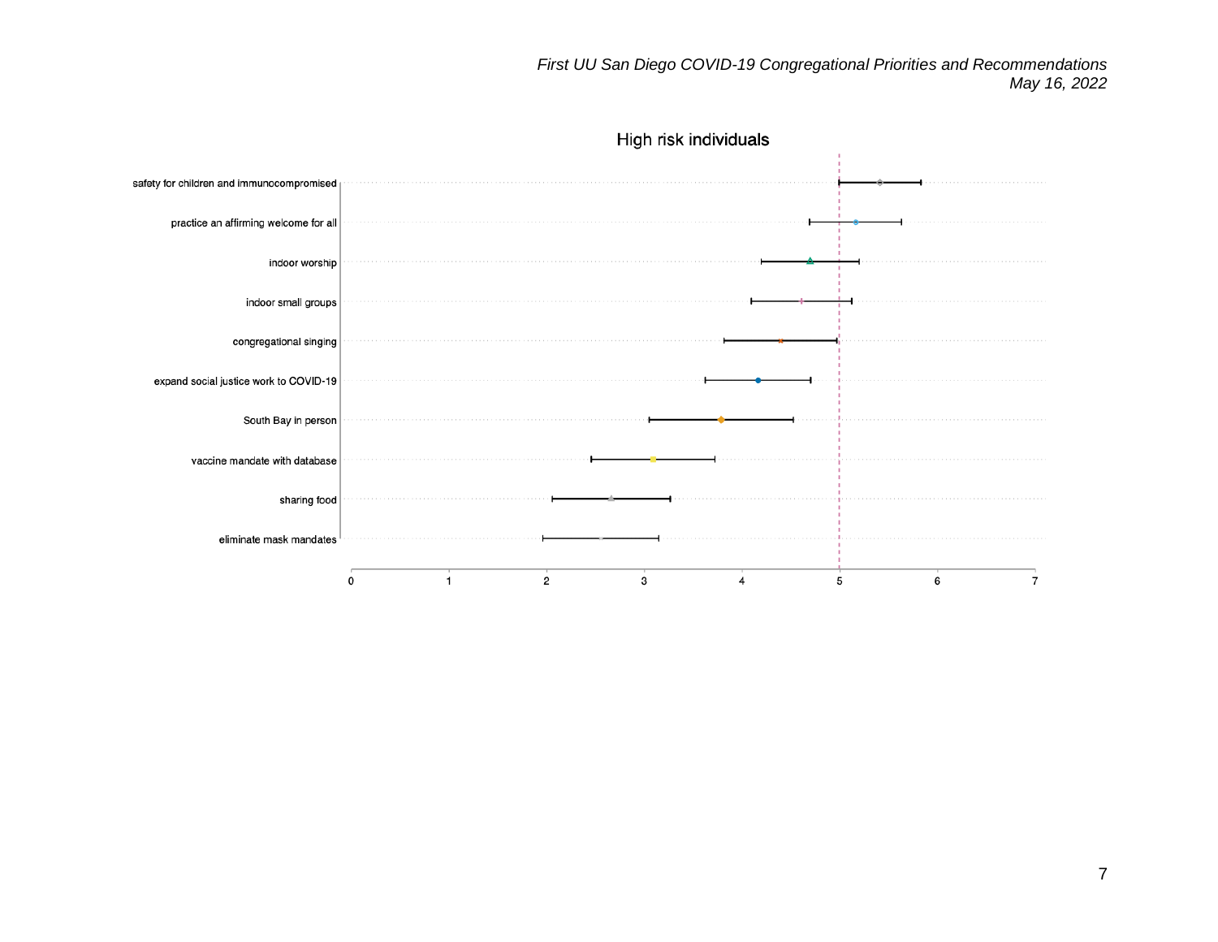High risk individuals

safety for children and immunocompromised

practice an affirming welcome for all

indoor worship

indoor small groups

congregational singing

expand social justice work to COVID-19

South Bay in person

vaccine mandate with database

sharing food

eliminate mask mandates

0 1 2 3 4 5 6 7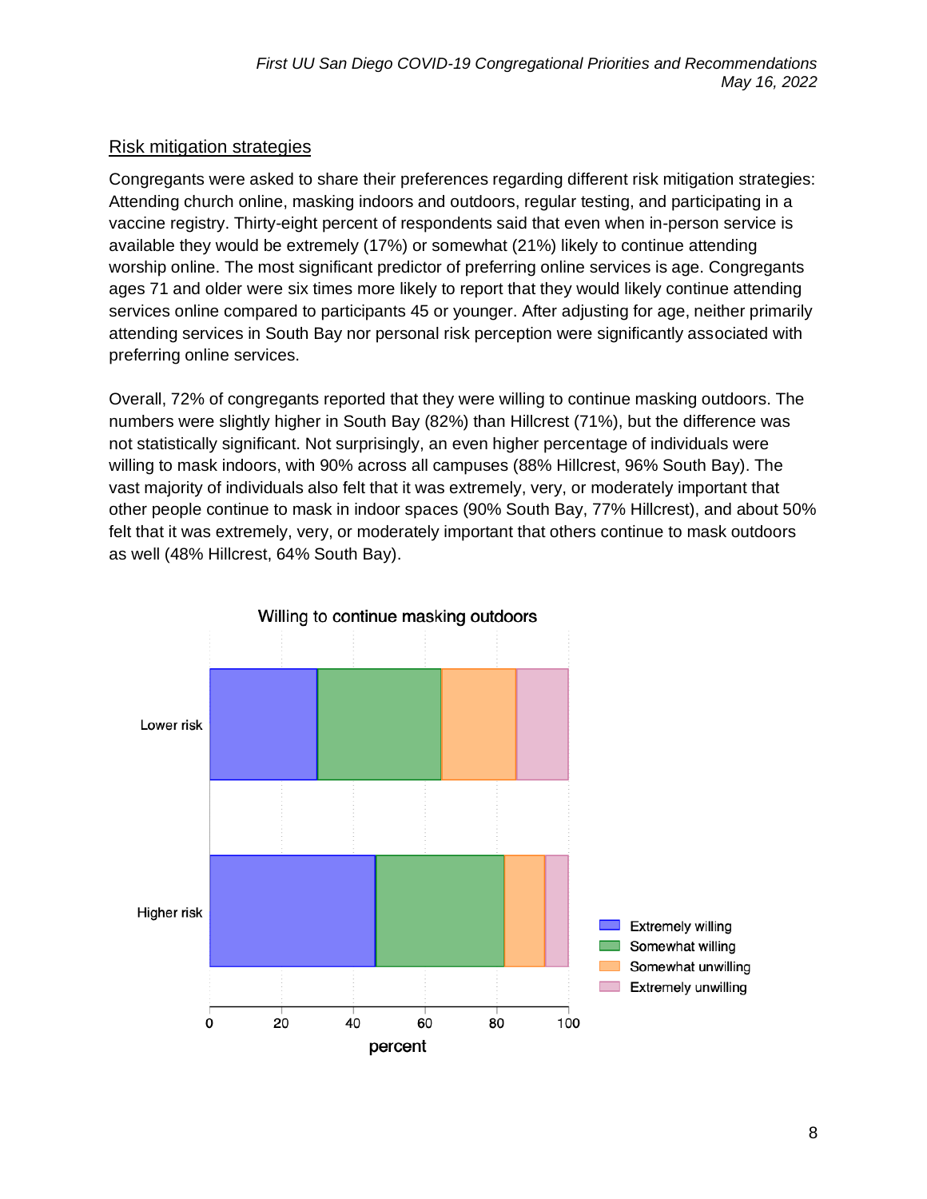## Risk mitigation strategies

Congregants were asked to share their preferences regarding different risk mitigation strategies: Attending church online, masking indoors and outdoors, regular testing, and participating in a vaccine registry. Thirty-eight percent of respondents said that even when in-person service is available they would be extremely (17%) or somewhat (21%) likely to continue attending worship online. The most significant predictor of preferring online services is age. Congregants ages 71 and older were six times more likely to report that they would likely continue attending services online compared to participants 45 or younger. After adjusting for age, neither primarily attending services in South Bay nor personal risk perception were significantly associated with preferring online services.

Overall, 72% of congregants reported that they were willing to continue masking outdoors. The numbers were slightly higher in South Bay (82%) than Hillcrest (71%), but the difference was not statistically significant. Not surprisingly, an even higher percentage of individuals were willing to mask indoors, with 90% across all campuses (88% Hillcrest, 96% South Bay). The vast majority of individuals also felt that it was extremely, very, or moderately important that other people continue to mask in indoor spaces (90% South Bay, 77% Hillcrest), and about 50% felt that it was extremely, very, or moderately important that others continue to mask outdoors as well (48% Hillcrest, 64% South Bay).

Willing to continue masking outdoors

Lower risk

Higher risk

Extremely willing
Somewhat willing
Somewhat unwilling
Extremely unwilling

0 20 40 60 80 100
percent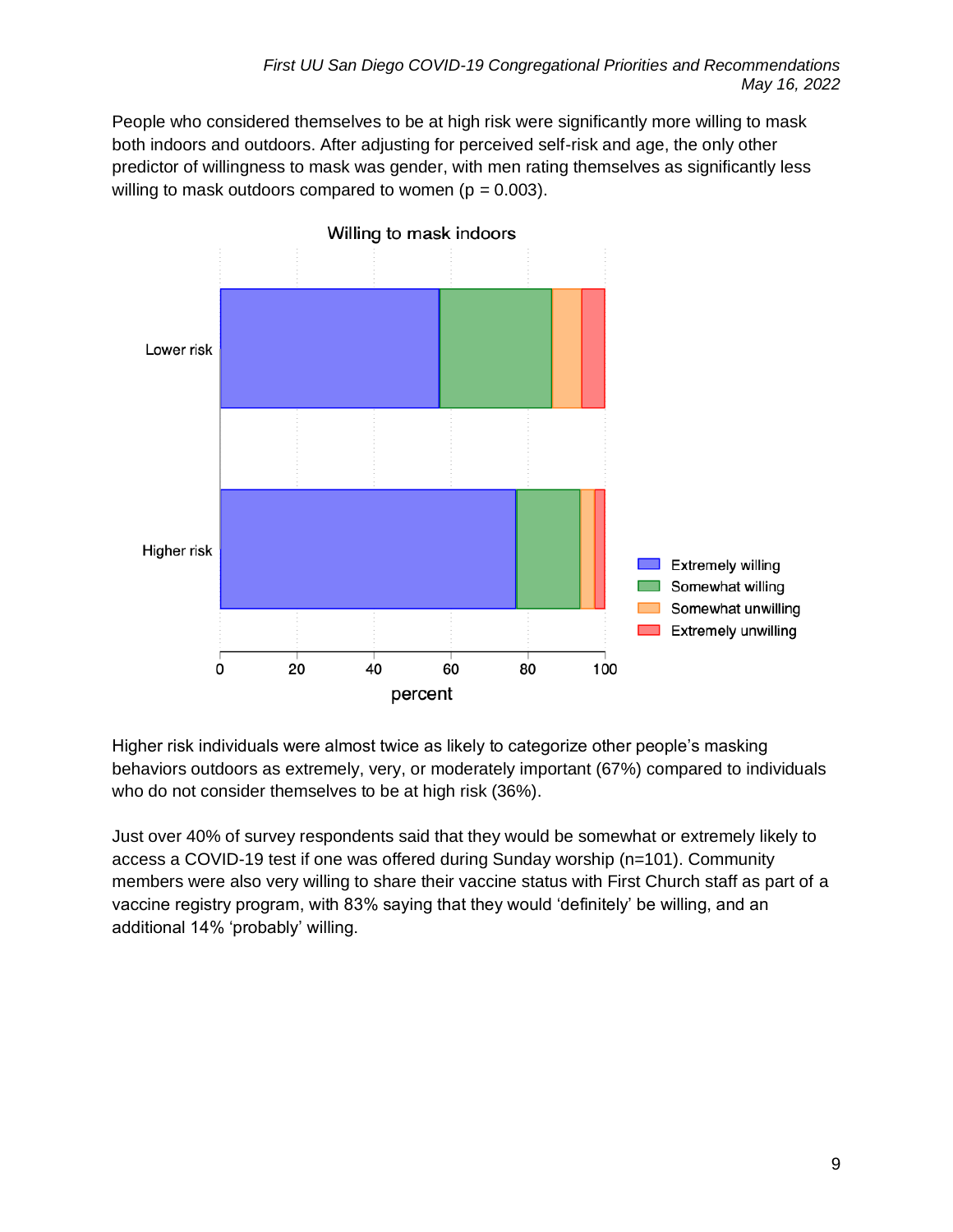People who considered themselves to be at high risk were significantly more willing to mask both indoors and outdoors. After adjusting for perceived self-risk and age, the only other predictor of willingness to mask was gender, with men rating themselves as significantly less willing to mask outdoors compared to women ($p = 0.003$).

Higher risk individuals were almost twice as likely to categorize other people's masking behaviors outdoors as extremely, very, or moderately important (67%) compared to individuals who do not consider themselves to be at high risk (36%).

Just over 40% of survey respondents said that they would be somewhat or extremely likely to access a COVID-19 test if one was offered during Sunday worship (n=101). Community members were also very willing to share their vaccine status with First Church staff as part of a vaccine registry program, with 83% saying that they would 'definitely' be willing, and an additional 14% 'probably' willing.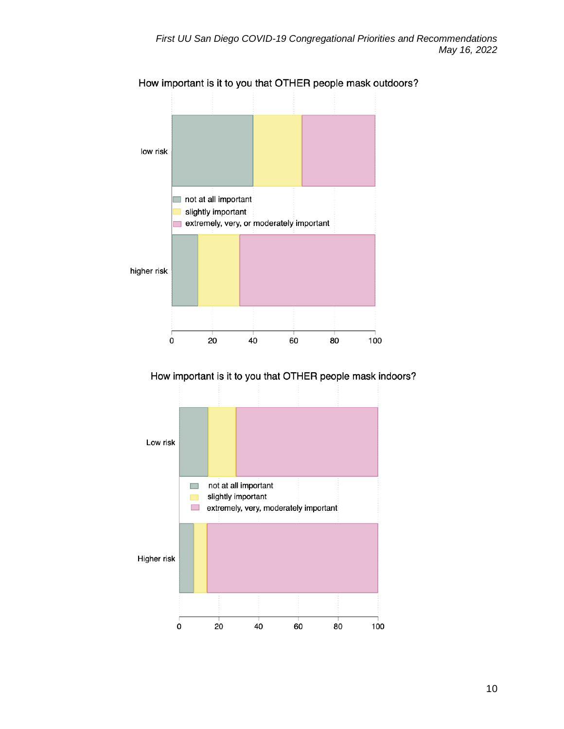How important is it to you that OTHER people mask outdoors?

low risk

- not at all important
- slightly important
- extremely, very, or moderately important

higher risk

0 20 40 60 80 100

How important is it to you that OTHER people mask indoors?

Low risk

- not at all important
- slightly important
- extremely, very, moderately important

Higher risk

0 20 40 60 80 100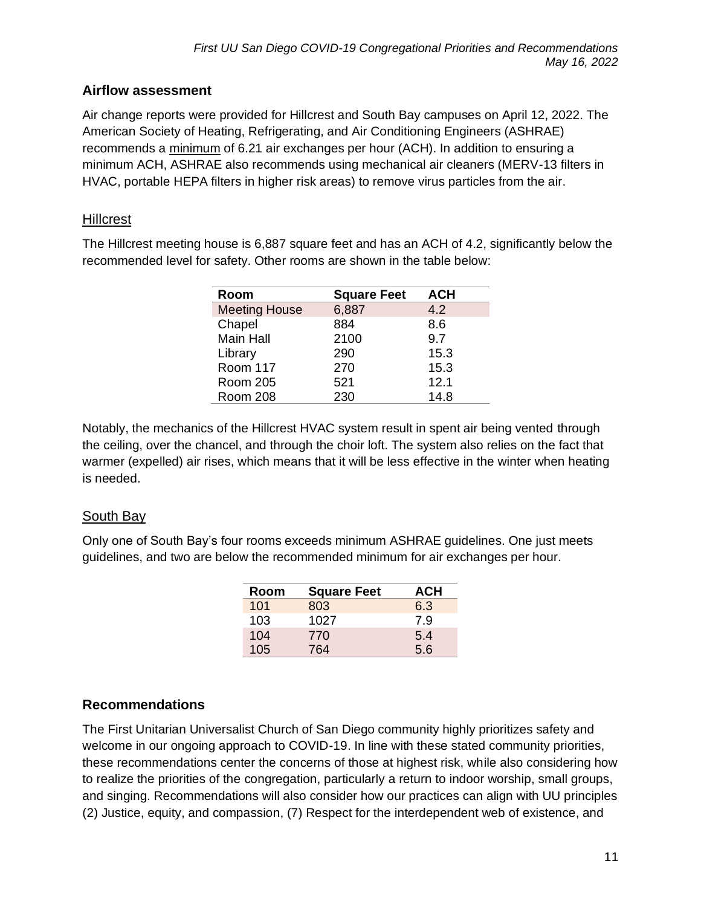## Airflow assessment

Air change reports were provided for Hillcrest and South Bay campuses on April 12, 2022. The American Society of Heating, Refrigerating, and Air Conditioning Engineers (ASHRAE) recommends a minimum of 6.21 air exchanges per hour (ACH). In addition to ensuring a minimum ACH, ASHRAE also recommends using mechanical air cleaners (MERV-13 filters in HVAC, portable HEPA filters in higher risk areas) to remove virus particles from the air.

### Hillcrest

The Hillcrest meeting house is 6,887 square feet and has an ACH of 4.2, significantly below the recommended level for safety. Other rooms are shown in the table below:

| Room | Square Feet | ACH |
|---|---|---|
| Meeting House | 6,887 | 4.2 |
| Chapel | 884 | 8.6 |
| Main Hall | 2100 | 9.7 |
| Library | 290 | 15.3 |
| Room 117 | 270 | 15.3 |
| Room 205 | 521 | 12.1 |
| Room 208 | 230 | 14.8 |

Notably, the mechanics of the Hillcrest HVAC system result in spent air being vented through the ceiling, over the chancel, and through the choir loft. The system also relies on the fact that warmer (expelled) air rises, which means that it will be less effective in the winter when heating is needed.

### South Bay

Only one of South Bay's four rooms exceeds minimum ASHRAE guidelines. One just meets guidelines, and two are below the recommended minimum for air exchanges per hour.

| Room | Square Feet | ACH |
|---|---|---|
| 101 | 803 | 6.3 |
| 103 | 1027 | 7.9 |
| 104 | 770 | 5.4 |
| 105 | 764 | 5.6 |

## Recommendations

The First Unitarian Universalist Church of San Diego community highly prioritizes safety and welcome in our ongoing approach to COVID-19. In line with these stated community priorities, these recommendations center the concerns of those at highest risk, while also considering how to realize the priorities of the congregation, particularly a return to indoor worship, small groups, and singing. Recommendations will also consider how our practices can align with UU principles (2) Justice, equity, and compassion, (7) Respect for the interdependent web of existence, and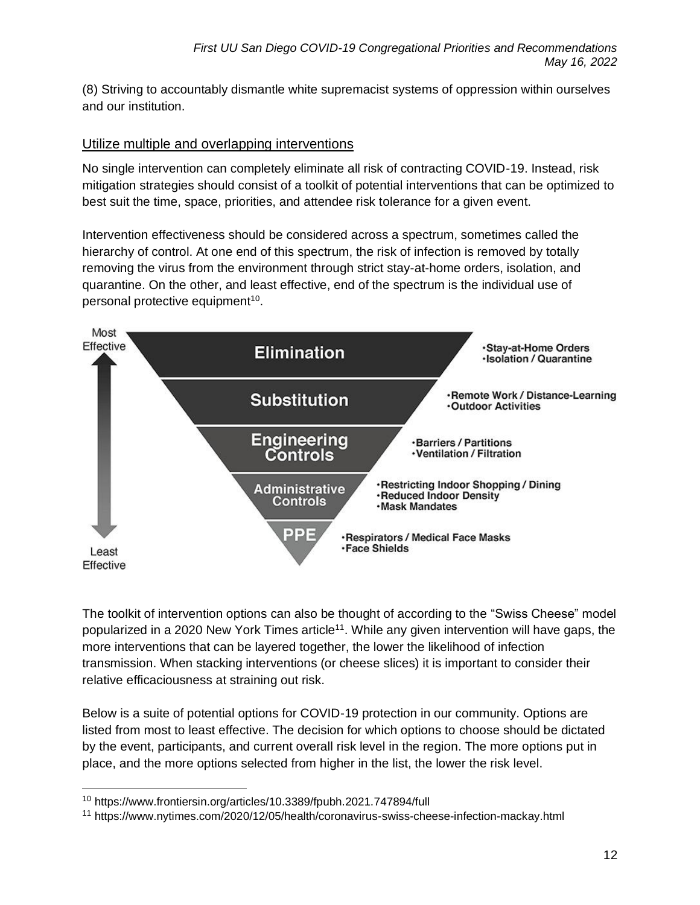(8) Striving to accountably dismantle white supremacist systems of oppression within ourselves and our institution.

## Utilize multiple and overlapping interventions

No single intervention can completely eliminate all risk of contracting COVID-19. Instead, risk mitigation strategies should consist of a toolkit of potential interventions that can be optimized to best suit the time, space, priorities, and attendee risk tolerance for a given event.

Intervention effectiveness should be considered across a spectrum, sometimes called the hierarchy of control. At one end of this spectrum, the risk of infection is removed by totally removing the virus from the environment through strict stay-at-home orders, isolation, and quarantine. On the other, and least effective, end of the spectrum is the individual use of personal protective equipment[10].

Most Effective

- **Elimination**
  - Stay-at-Home Orders
  - Isolation / Quarantine
- **Substitution**
  - Remote Work / Distance-Learning
  - Outdoor Activities
- **Engineering Controls**
  - Barriers / Partitions
  - Ventilation / Filtration
- **Administrative Controls**
  - Restricting Indoor Shopping / Dining
  - Reduced Indoor Density
  - Mask Mandates
- **PPE**
  - Respirators / Medical Face Masks
  - Face Shields

Least Effective

The toolkit of intervention options can also be thought of according to the "Swiss Cheese" model popularized in a 2020 New York Times article[11]. While any given intervention will have gaps, the more interventions that can be layered together, the lower the likelihood of infection transmission. When stacking interventions (or cheese slices) it is important to consider their relative efficaciousness at straining out risk.

Below is a suite of potential options for COVID-19 protection in our community. Options are listed from most to least effective. The decision for which options to choose should be dictated by the event, participants, and current overall risk level in the region. The more options put in place, and the more options selected from higher in the list, the lower the risk level.

---

[10] https://www.frontiersin.org/articles/10.3389/fpubh.2021.747894/full

[11] https://www.nytimes.com/2020/12/05/health/coronavirus-swiss-cheese-infection-mackay.html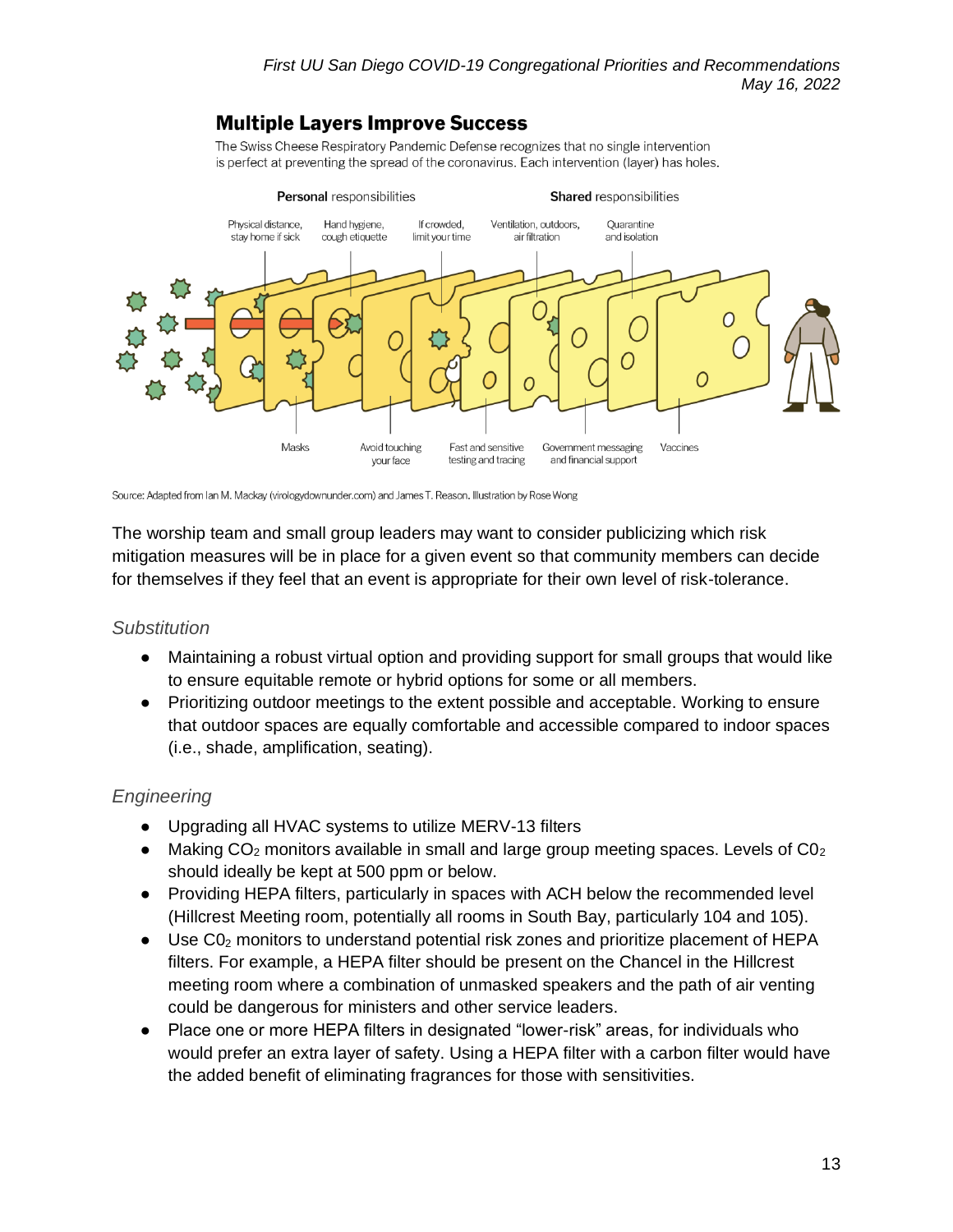## Multiple Layers Improve Success

The Swiss Cheese Respiratory Pandemic Defense recognizes that no single intervention is perfect at preventing the spread of the coronavirus. Each intervention (layer) has holes.

**Personal** responsibilities

**Shared** responsibilities

Physical distance, stay home if sick

Hand hygiene, cough etiquette

If crowded, limit your time

Ventilation, outdoors, air filtration

Quarantine and isolation

Masks

Avoid touching your face

Fast and sensitive testing and tracing

Government messaging and financial support

Vaccines

Source: Adapted from Ian M. Mackay (virologydownunder.com) and James T. Reason. Illustration by Rose Wong

The worship team and small group leaders may want to consider publicizing which risk mitigation measures will be in place for a given event so that community members can decide for themselves if they feel that an event is appropriate for their own level of risk-tolerance.

### *Substitution*

- Maintaining a robust virtual option and providing support for small groups that would like to ensure equitable remote or hybrid options for some or all members.
- Prioritizing outdoor meetings to the extent possible and acceptable. Working to ensure that outdoor spaces are equally comfortable and accessible compared to indoor spaces (i.e., shade, amplification, seating).

### *Engineering*

- Upgrading all HVAC systems to utilize MERV-13 filters
- Making $CO_2$ monitors available in small and large group meeting spaces. Levels of $C0_2$ should ideally be kept at 500 ppm or below.
- Providing HEPA filters, particularly in spaces with ACH below the recommended level (Hillcrest Meeting room, potentially all rooms in South Bay, particularly 104 and 105).
- Use $C0_2$ monitors to understand potential risk zones and prioritize placement of HEPA filters. For example, a HEPA filter should be present on the Chancel in the Hillcrest meeting room where a combination of unmasked speakers and the path of air venting could be dangerous for ministers and other service leaders.
- Place one or more HEPA filters in designated "lower-risk" areas, for individuals who would prefer an extra layer of safety. Using a HEPA filter with a carbon filter would have the added benefit of eliminating fragrances for those with sensitivities.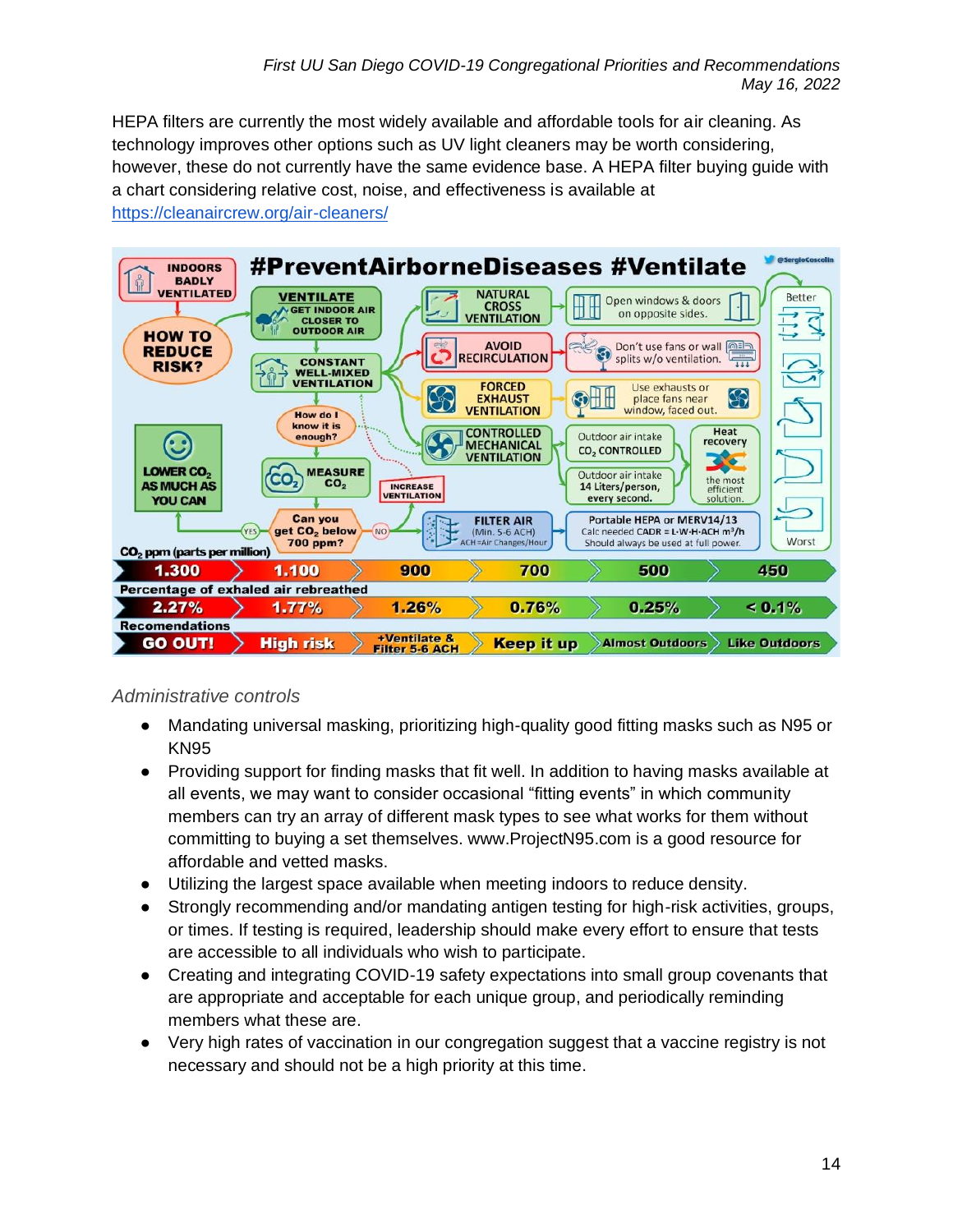HEPA filters are currently the most widely available and affordable tools for air cleaning. As technology improves other options such as UV light cleaners may be worth considering, however, these do not currently have the same evidence base. A HEPA filter buying guide with a chart considering relative cost, noise, and effectiveness is available at https://cleanaircrew.org/air-cleaners/

## *Administrative controls*

- Mandating universal masking, prioritizing high-quality good fitting masks such as N95 or KN95
- Providing support for finding masks that fit well. In addition to having masks available at all events, we may want to consider occasional “fitting events” in which community members can try an array of different mask types to see what works for them without committing to buying a set themselves. www.ProjectN95.com is a good resource for affordable and vetted masks.
- Utilizing the largest space available when meeting indoors to reduce density.
- Strongly recommending and/or mandating antigen testing for high-risk activities, groups, or times. If testing is required, leadership should make every effort to ensure that tests are accessible to all individuals who wish to participate.
- Creating and integrating COVID-19 safety expectations into small group covenants that are appropriate and acceptable for each unique group, and periodically reminding members what these are.
- Very high rates of vaccination in our congregation suggest that a vaccine registry is not necessary and should not be a high priority at this time.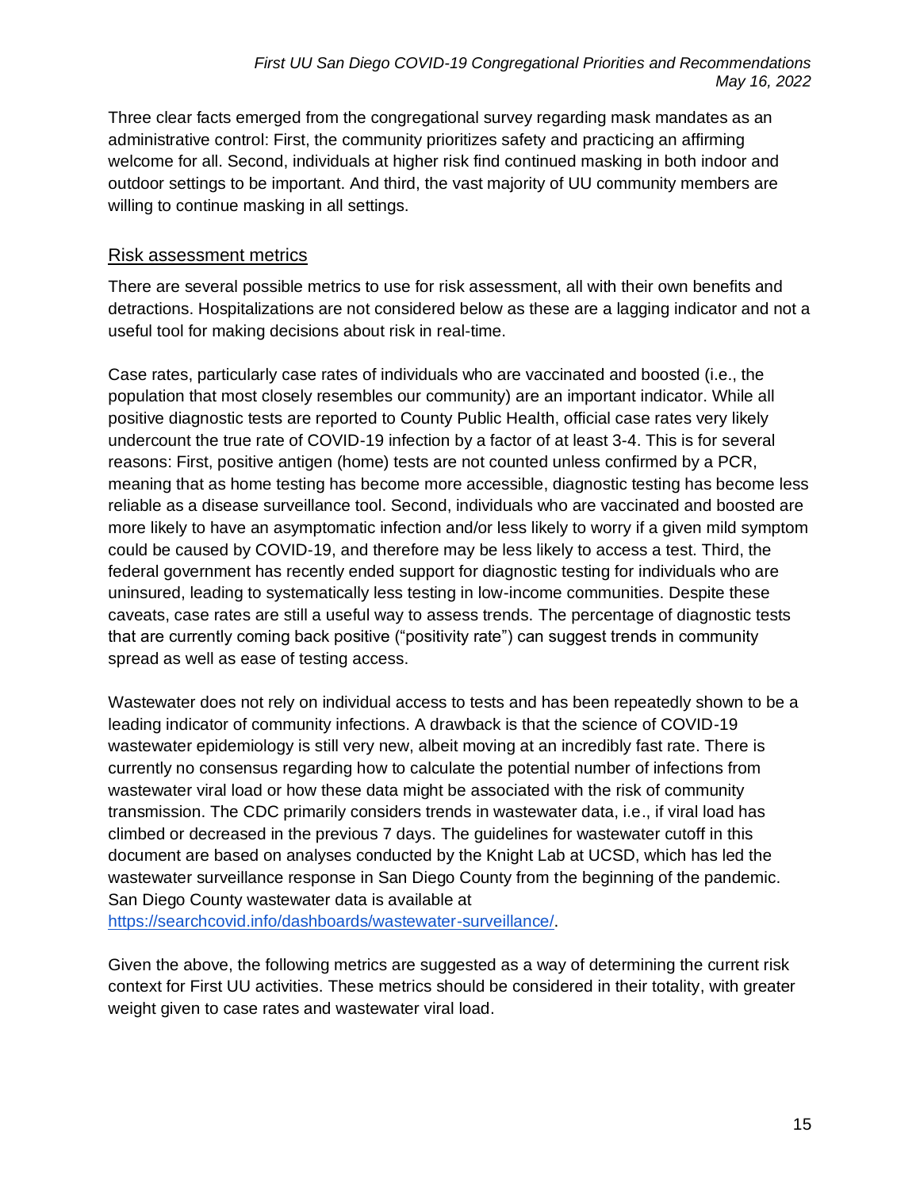Three clear facts emerged from the congregational survey regarding mask mandates as an administrative control: First, the community prioritizes safety and practicing an affirming welcome for all. Second, individuals at higher risk find continued masking in both indoor and outdoor settings to be important. And third, the vast majority of UU community members are willing to continue masking in all settings.

## Risk assessment metrics

There are several possible metrics to use for risk assessment, all with their own benefits and detractions. Hospitalizations are not considered below as these are a lagging indicator and not a useful tool for making decisions about risk in real-time.

Case rates, particularly case rates of individuals who are vaccinated and boosted (i.e., the population that most closely resembles our community) are an important indicator. While all positive diagnostic tests are reported to County Public Health, official case rates very likely undercount the true rate of COVID-19 infection by a factor of at least 3-4. This is for several reasons: First, positive antigen (home) tests are not counted unless confirmed by a PCR, meaning that as home testing has become more accessible, diagnostic testing has become less reliable as a disease surveillance tool. Second, individuals who are vaccinated and boosted are more likely to have an asymptomatic infection and/or less likely to worry if a given mild symptom could be caused by COVID-19, and therefore may be less likely to access a test. Third, the federal government has recently ended support for diagnostic testing for individuals who are uninsured, leading to systematically less testing in low-income communities. Despite these caveats, case rates are still a useful way to assess trends. The percentage of diagnostic tests that are currently coming back positive ("positivity rate") can suggest trends in community spread as well as ease of testing access.

Wastewater does not rely on individual access to tests and has been repeatedly shown to be a leading indicator of community infections. A drawback is that the science of COVID-19 wastewater epidemiology is still very new, albeit moving at an incredibly fast rate. There is currently no consensus regarding how to calculate the potential number of infections from wastewater viral load or how these data might be associated with the risk of community transmission. The CDC primarily considers trends in wastewater data, i.e., if viral load has climbed or decreased in the previous 7 days. The guidelines for wastewater cutoff in this document are based on analyses conducted by the Knight Lab at UCSD, which has led the wastewater surveillance response in San Diego County from the beginning of the pandemic. San Diego County wastewater data is available at https://searchcovid.info/dashboards/wastewater-surveillance/.

Given the above, the following metrics are suggested as a way of determining the current risk context for First UU activities. These metrics should be considered in their totality, with greater weight given to case rates and wastewater viral load.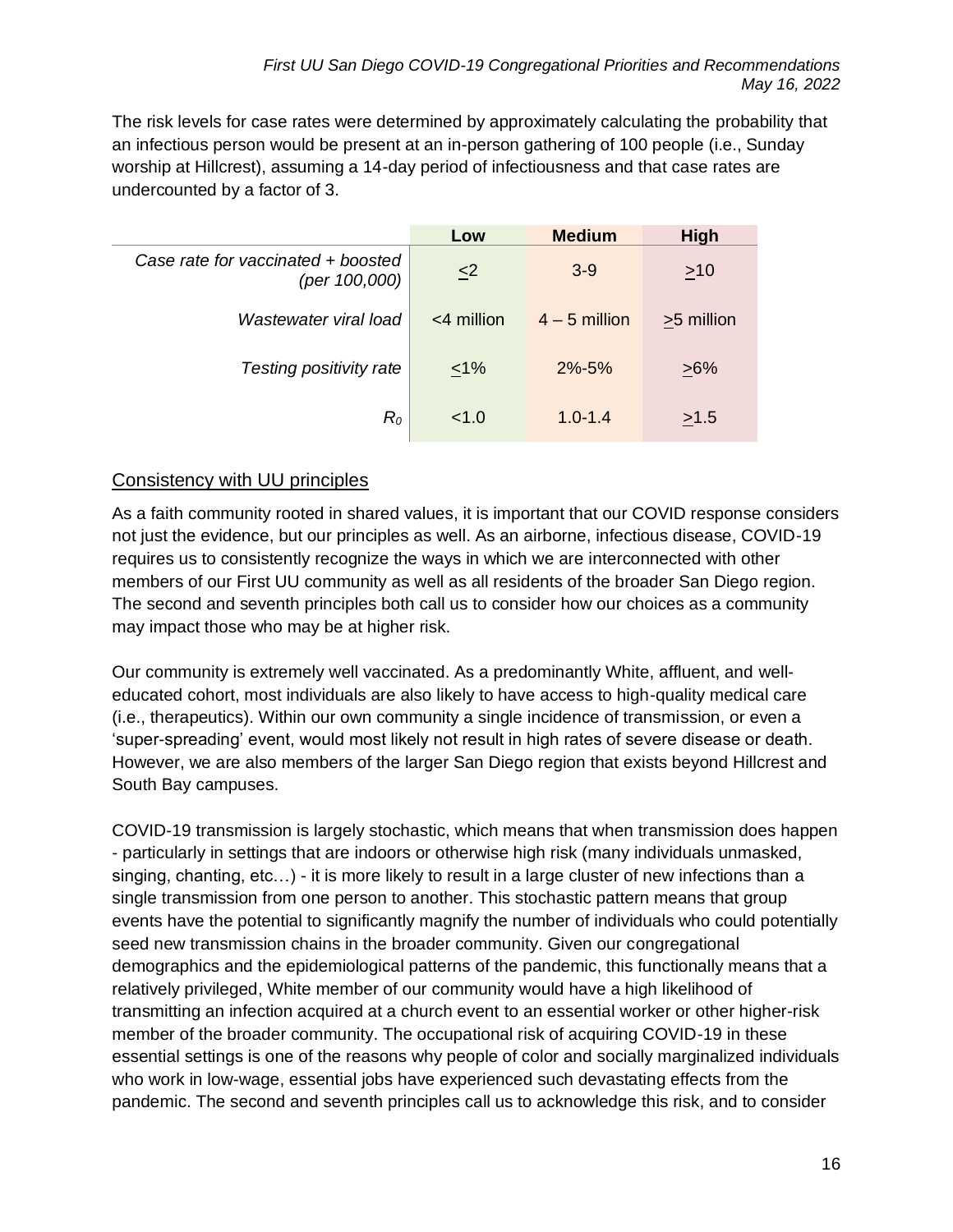The risk levels for case rates were determined by approximately calculating the probability that an infectious person would be present at an in-person gathering of 100 people (i.e., Sunday worship at Hillcrest), assuming a 14-day period of infectiousness and that case rates are undercounted by a factor of 3.

| | Low | Medium | High |
|---|---|---|---|
| *Case rate for vaccinated + boosted (per 100,000)* | ≤2 | 3-9 | ≥10 |
| *Wastewater viral load* | <4 million | 4 – 5 million | ≥5 million |
| *Testing positivity rate* | ≤1% | 2%-5% | ≥6% |
| $R_0$ | <1.0 | 1.0-1.4 | ≥1.5 |

## Consistency with UU principles

As a faith community rooted in shared values, it is important that our COVID response considers not just the evidence, but our principles as well. As an airborne, infectious disease, COVID-19 requires us to consistently recognize the ways in which we are interconnected with other members of our First UU community as well as all residents of the broader San Diego region. The second and seventh principles both call us to consider how our choices as a community may impact those who may be at higher risk.

Our community is extremely well vaccinated. As a predominantly White, affluent, and well-educated cohort, most individuals are also likely to have access to high-quality medical care (i.e., therapeutics). Within our own community a single incidence of transmission, or even a 'super-spreading' event, would most likely not result in high rates of severe disease or death. However, we are also members of the larger San Diego region that exists beyond Hillcrest and South Bay campuses.

COVID-19 transmission is largely stochastic, which means that when transmission does happen - particularly in settings that are indoors or otherwise high risk (many individuals unmasked, singing, chanting, etc…) - it is more likely to result in a large cluster of new infections than a single transmission from one person to another. This stochastic pattern means that group events have the potential to significantly magnify the number of individuals who could potentially seed new transmission chains in the broader community. Given our congregational demographics and the epidemiological patterns of the pandemic, this functionally means that a relatively privileged, White member of our community would have a high likelihood of transmitting an infection acquired at a church event to an essential worker or other higher-risk member of the broader community. The occupational risk of acquiring COVID-19 in these essential settings is one of the reasons why people of color and socially marginalized individuals who work in low-wage, essential jobs have experienced such devastating effects from the pandemic. The second and seventh principles call us to acknowledge this risk, and to consider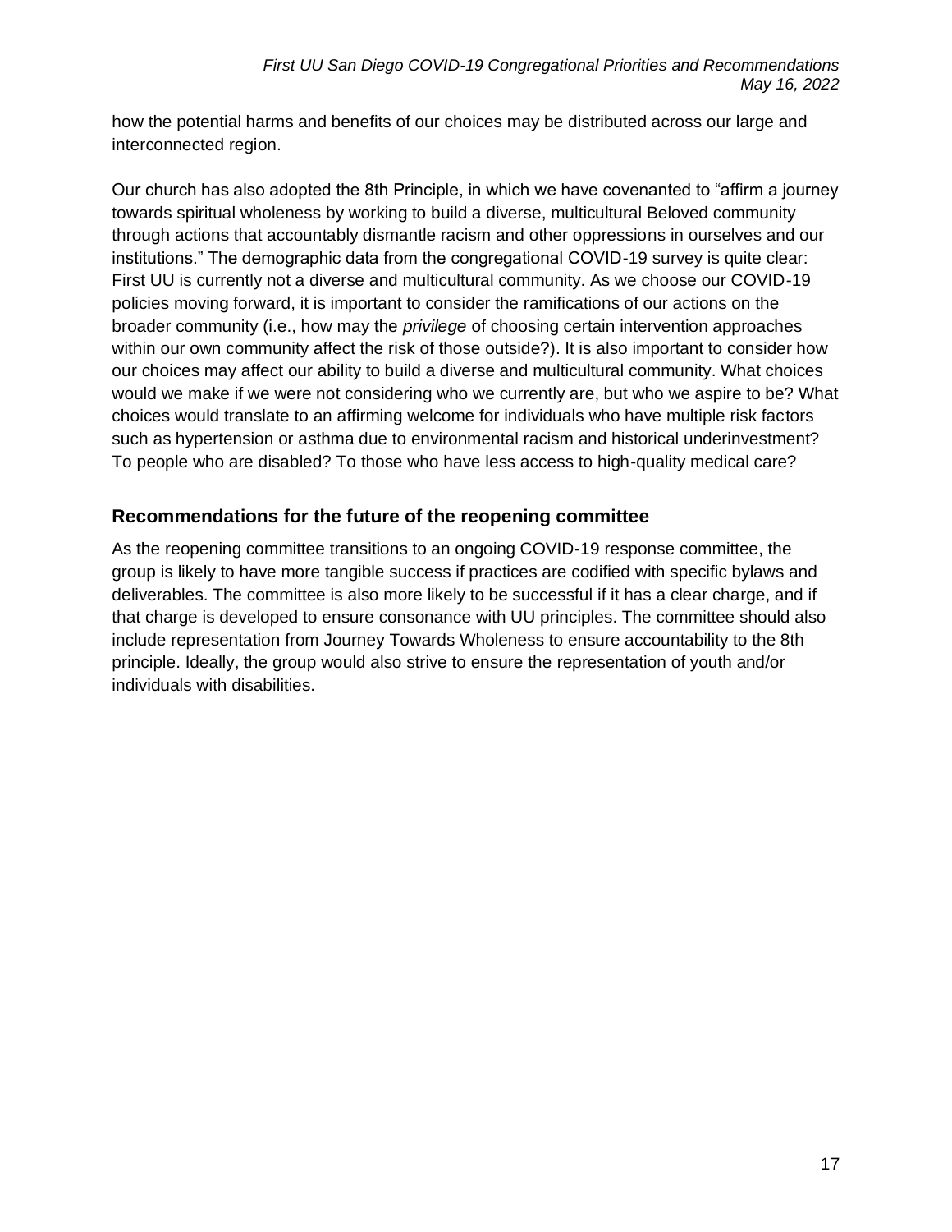how the potential harms and benefits of our choices may be distributed across our large and interconnected region.

Our church has also adopted the 8th Principle, in which we have covenanted to "affirm a journey towards spiritual wholeness by working to build a diverse, multicultural Beloved community through actions that accountably dismantle racism and other oppressions in ourselves and our institutions." The demographic data from the congregational COVID-19 survey is quite clear: First UU is currently not a diverse and multicultural community. As we choose our COVID-19 policies moving forward, it is important to consider the ramifications of our actions on the broader community (i.e., how may the *privilege* of choosing certain intervention approaches within our own community affect the risk of those outside?). It is also important to consider how our choices may affect our ability to build a diverse and multicultural community. What choices would we make if we were not considering who we currently are, but who we aspire to be? What choices would translate to an affirming welcome for individuals who have multiple risk factors such as hypertension or asthma due to environmental racism and historical underinvestment? To people who are disabled? To those who have less access to high-quality medical care?

## Recommendations for the future of the reopening committee

As the reopening committee transitions to an ongoing COVID-19 response committee, the group is likely to have more tangible success if practices are codified with specific bylaws and deliverables. The committee is also more likely to be successful if it has a clear charge, and if that charge is developed to ensure consonance with UU principles. The committee should also include representation from Journey Towards Wholeness to ensure accountability to the 8th principle. Ideally, the group would also strive to ensure the representation of youth and/or individuals with disabilities.